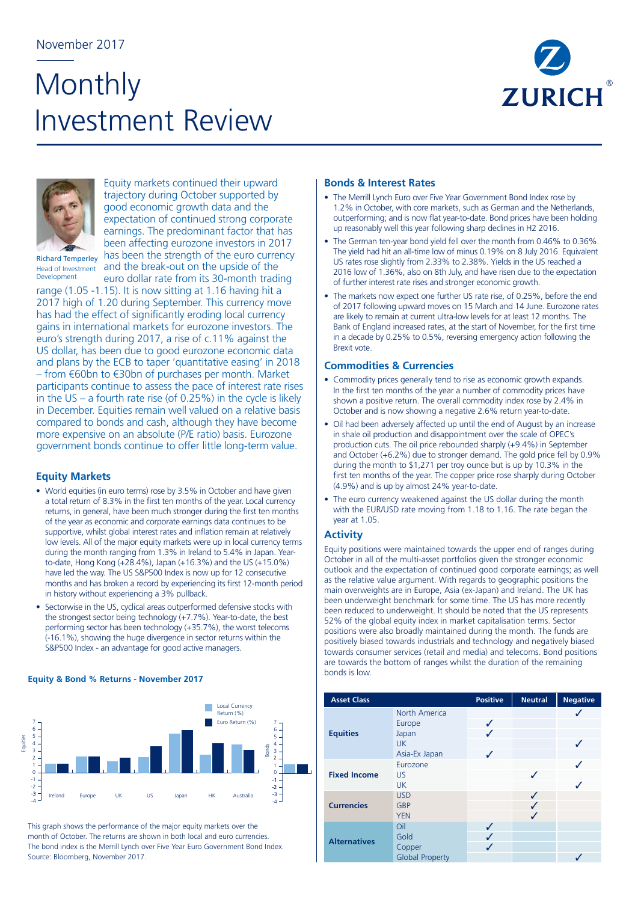November 2017

# Monthly Investment Review

Richard Temperley
Head of Investment Development

Equity markets continued their upward trajectory during October supported by good economic growth data and the expectation of continued strong corporate earnings. The predominant factor that has been affecting eurozone investors in 2017 has been the strength of the euro currency and the break-out on the upside of the euro dollar rate from its 30-month trading range (1.05 -1.15). It is now sitting at 1.16 having hit a 2017 high of 1.20 during September. This currency move has had the effect of significantly eroding local currency gains in international markets for eurozone investors. The euro's strength during 2017, a rise of c.11% against the US dollar, has been due to good eurozone economic data and plans by the ECB to taper 'quantitative easing' in 2018 – from €60bn to €30bn of purchases per month. Market participants continue to assess the pace of interest rate rises in the US – a fourth rate rise (of 0.25%) in the cycle is likely in December. Equities remain well valued on a relative basis compared to bonds and cash, although they have become more expensive on an absolute (P/E ratio) basis. Eurozone government bonds continue to offer little long-term value.

## Equity Markets

- World equities (in euro terms) rose by 3.5% in October and have given a total return of 8.3% in the first ten months of the year. Local currency returns, in general, have been much stronger during the first ten months of the year as economic and corporate earnings data continues to be supportive, whilst global interest rates and inflation remain at relatively low levels. All of the major equity markets were up in local currency terms during the month ranging from 1.3% in Ireland to 5.4% in Japan. Year-to-date, Hong Kong (+28.4%), Japan (+16.3%) and the US (+15.0%) have led the way. The US S&P500 Index is now up for 12 consecutive months and has broken a record by experiencing its first 12-month period in history without experiencing a 3% pullback.
- Sectorwise in the US, cyclical areas outperformed defensive stocks with the strongest sector being technology (+7.7%). Year-to-date, the best performing sector has been technology (+35.7%), the worst telecoms (-16.1%), showing the huge divergence in sector returns within the S&P500 Index - an advantage for good active managers.

### Equity & Bond % Returns - November 2017

Legend: Local Currency Return (%), Euro Return (%). Categories: Ireland, Europe, UK, US, Japan, HK, Australia; Bonds.

This graph shows the performance of the major equity markets over the month of October. The returns are shown in both local and euro currencies. The bond index is the Merrill Lynch over Five Year Euro Government Bond Index. Source: Bloomberg, November 2017.

## Bonds & Interest Rates

- The Merrill Lynch Euro over Five Year Government Bond Index rose by 1.2% in October, with core markets, such as German and the Netherlands, outperforming; and is now flat year-to-date. Bond prices have been holding up reasonably well this year following sharp declines in H2 2016.
- The German ten-year bond yield fell over the month from 0.46% to 0.36%. The yield had hit an all-time low of minus 0.19% on 8 July 2016. Equivalent US rates rose slightly from 2.33% to 2.38%. Yields in the US reached a 2016 low of 1.36%, also on 8th July, and have risen due to the expectation of further interest rate rises and stronger economic growth.
- The markets now expect one further US rate rise, of 0.25%, before the end of 2017 following upward moves on 15 March and 14 June. Eurozone rates are likely to remain at current ultra-low levels for at least 12 months. The Bank of England increased rates, at the start of November, for the first time in a decade by 0.25% to 0.5%, reversing emergency action following the Brexit vote.

## Commodities & Currencies

- Commodity prices generally tend to rise as economic growth expands. In the first ten months of the year a number of commodity prices have shown a positive return. The overall commodity index rose by 2.4% in October and is now showing a negative 2.6% return year-to-date.
- Oil had been adversely affected up until the end of August by an increase in shale oil production and disappointment over the scale of OPEC's production cuts. The oil price rebounded sharply (+9.4%) in September and October (+6.2%) due to stronger demand. The gold price fell by 0.9% during the month to $1,271 per troy ounce but is up by 10.3% in the first ten months of the year. The copper price rose sharply during October (4.9%) and is up by almost 24% year-to-date.
- The euro currency weakened against the US dollar during the month with the EUR/USD rate moving from 1.18 to 1.16. The rate began the year at 1.05.

## Activity

Equity positions were maintained towards the upper end of ranges during October in all of the multi-asset portfolios given the stronger economic outlook and the expectation of continued good corporate earnings; as well as the relative value argument. With regards to geographic positions the main overweights are in Europe, Asia (ex-Japan) and Ireland. The UK has been underweight benchmark for some time. The US has more recently been reduced to underweight. It should be noted that the US represents 52% of the global equity index in market capitalisation terms. Sector positions were also broadly maintained during the month. The funds are positively biased towards industrials and technology and negatively biased towards consumer services (retail and media) and telecoms. Bond positions are towards the bottom of ranges whilst the duration of the remaining bonds is low.

| Asset Class | | Positive | Neutral | Negative |
|---|---|---|---|---|
| Equities | North America | | | ✓ |
| | Europe | ✓ | | |
| | Japan | ✓ | | |
| | UK | | | ✓ |
| | Asia-Ex Japan | ✓ | | |
| Fixed Income | Eurozone | | | ✓ |
| | US | | ✓ | |
| | UK | | | ✓ |
| Currencies | USD | | ✓ | |
| | GBP | | ✓ | |
| | YEN | | ✓ | |
| Alternatives | Oil | ✓ | | |
| | Gold | ✓ | | |
| | Copper | ✓ | | |
| | Global Property | | | ✓ |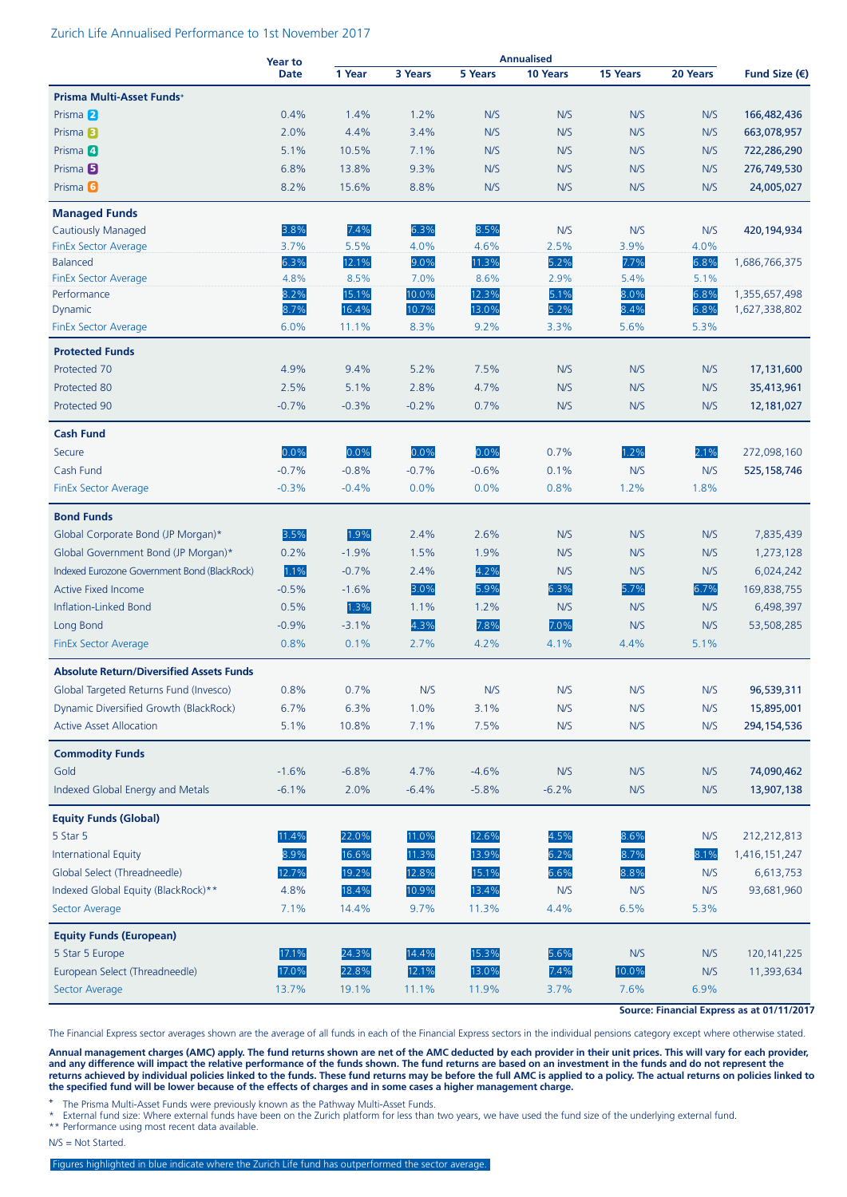Zurich Life Annualised Performance to 1st November 2017

| | Year to Date | Annualised | | | | | | Fund Size (€) |
|---|---|---|---|---|---|---|---|---|
| | | 1 Year | 3 Years | 5 Years | 10 Years | 15 Years | 20 Years | |
| **Prisma Multi-Asset Funds+** | | | | | | | | |
| Prisma 2 | 0.4% | 1.4% | 1.2% | N/S | N/S | N/S | N/S | **166,482,436** |
| Prisma 3 | 2.0% | 4.4% | 3.4% | N/S | N/S | N/S | N/S | **663,078,957** |
| Prisma 4 | 5.1% | 10.5% | 7.1% | N/S | N/S | N/S | N/S | **722,286,290** |
| Prisma 5 | 6.8% | 13.8% | 9.3% | N/S | N/S | N/S | N/S | **276,749,530** |
| Prisma 6 | 8.2% | 15.6% | 8.8% | N/S | N/S | N/S | N/S | **24,005,027** |
| **Managed Funds** | | | | | | | | |
| Cautiously Managed | 3.8% | 7.4% | 6.3% | 8.5% | N/S | N/S | N/S | 420,194,934 |
| FinEx Sector Average | 3.7% | 5.5% | 4.0% | 4.6% | 2.5% | 3.9% | 4.0% | |
| Balanced | 6.3% | 12.1% | 9.0% | 11.3% | 5.2% | 7.7% | 6.8% | 1,686,766,375 |
| FinEx Sector Average | 4.8% | 8.5% | 7.0% | 8.6% | 2.9% | 5.4% | 5.1% | |
| Performance | 8.2% | 15.1% | 10.0% | 12.3% | 5.1% | 8.0% | 6.8% | 1,355,657,498 |
| Dynamic | 8.7% | 16.4% | 10.7% | 13.0% | 5.2% | 8.4% | 6.8% | 1,627,338,802 |
| FinEx Sector Average | 6.0% | 11.1% | 8.3% | 9.2% | 3.3% | 5.6% | 5.3% | |
| **Protected Funds** | | | | | | | | |
| Protected 70 | 4.9% | 9.4% | 5.2% | 7.5% | N/S | N/S | N/S | **17,131,600** |
| Protected 80 | 2.5% | 5.1% | 2.8% | 4.7% | N/S | N/S | N/S | **35,413,961** |
| Protected 90 | -0.7% | -0.3% | -0.2% | 0.7% | N/S | N/S | N/S | **12,181,027** |
| **Cash Fund** | | | | | | | | |
| Secure | 0.0% | 0.0% | 0.0% | 0.0% | 0.7% | 1.2% | 2.1% | 272,098,160 |
| Cash Fund | -0.7% | -0.8% | -0.7% | -0.6% | 0.1% | N/S | N/S | **525,158,746** |
| FinEx Sector Average | -0.3% | -0.4% | 0.0% | 0.0% | 0.8% | 1.2% | 1.8% | |
| **Bond Funds** | | | | | | | | |
| Global Corporate Bond (JP Morgan)* | 3.5% | 1.9% | 2.4% | 2.6% | N/S | N/S | N/S | 7,835,439 |
| Global Government Bond (JP Morgan)* | 0.2% | -1.9% | 1.5% | 1.9% | N/S | N/S | N/S | 1,273,128 |
| Indexed Eurozone Government Bond (BlackRock) | 1.1% | -0.7% | 2.4% | 4.2% | N/S | N/S | N/S | 6,024,242 |
| Active Fixed Income | -0.5% | -1.6% | 3.0% | 5.9% | 6.3% | 5.7% | 6.7% | 169,838,755 |
| Inflation-Linked Bond | 0.5% | 1.3% | 1.1% | 1.2% | N/S | N/S | N/S | 6,498,397 |
| Long Bond | -0.9% | -3.1% | 4.3% | 7.8% | 7.0% | N/S | N/S | 53,508,285 |
| FinEx Sector Average | 0.8% | 0.1% | 2.7% | 4.2% | 4.1% | 4.4% | 5.1% | |
| **Absolute Return/Diversified Assets Funds** | | | | | | | | |
| Global Targeted Returns Fund (Invesco) | 0.8% | 0.7% | N/S | N/S | N/S | N/S | N/S | **96,539,311** |
| Dynamic Diversified Growth (BlackRock) | 6.7% | 6.3% | 1.0% | 3.1% | N/S | N/S | N/S | **15,895,001** |
| Active Asset Allocation | 5.1% | 10.8% | 7.1% | 7.5% | N/S | N/S | N/S | **294,154,536** |
| **Commodity Funds** | | | | | | | | |
| Gold | -1.6% | -6.8% | 4.7% | -4.6% | N/S | N/S | N/S | **74,090,462** |
| Indexed Global Energy and Metals | -6.1% | 2.0% | -6.4% | -5.8% | -6.2% | N/S | N/S | **13,907,138** |
| **Equity Funds (Global)** | | | | | | | | |
| 5 Star 5 | 11.4% | 22.0% | 11.0% | 12.6% | 4.5% | 8.6% | N/S | 212,212,813 |
| International Equity | 8.9% | 16.6% | 11.3% | 13.9% | 6.2% | 8.7% | 8.1% | 1,416,151,247 |
| Global Select (Threadneedle) | 12.7% | 19.2% | 12.8% | 15.1% | 6.6% | 8.8% | N/S | 6,613,753 |
| Indexed Global Equity (BlackRock)** | 4.8% | 18.4% | 10.9% | 13.4% | N/S | N/S | N/S | 93,681,960 |
| Sector Average | 7.1% | 14.4% | 9.7% | 11.3% | 4.4% | 6.5% | 5.3% | |
| **Equity Funds (European)** | | | | | | | | |
| 5 Star 5 Europe | 17.1% | 24.3% | 14.4% | 15.3% | 5.6% | N/S | N/S | 120,141,225 |
| European Select (Threadneedle) | 17.0% | 22.8% | 12.1% | 13.0% | 7.4% | 10.0% | N/S | 11,393,634 |
| Sector Average | 13.7% | 19.1% | 11.1% | 11.9% | 3.7% | 7.6% | 6.9% | |

**Source: Financial Express as at 01/11/2017**

The Financial Express sector averages shown are the average of all funds in each of the Financial Express sectors in the individual pensions category except where otherwise stated.

**Annual management charges (AMC) apply. The fund returns shown are net of the AMC deducted by each provider in their unit prices. This will vary for each provider, and any difference will impact the relative performance of the funds shown. The fund returns are based on an investment in the funds and do not represent the returns achieved by individual policies linked to the funds. These fund returns may be before the full AMC is applied to a policy. The actual returns on policies linked to the specified fund will be lower because of the effects of charges and in some cases a higher management charge.**

+ The Prisma Multi-Asset Funds were previously known as the Pathway Multi-Asset Funds.
\* External fund size: Where external funds have been on the Zurich platform for less than two years, we have used the fund size of the underlying external fund.
** Performance using most recent data available.

N/S = Not Started.

Figures highlighted in blue indicate where the Zurich Life fund has outperformed the sector average.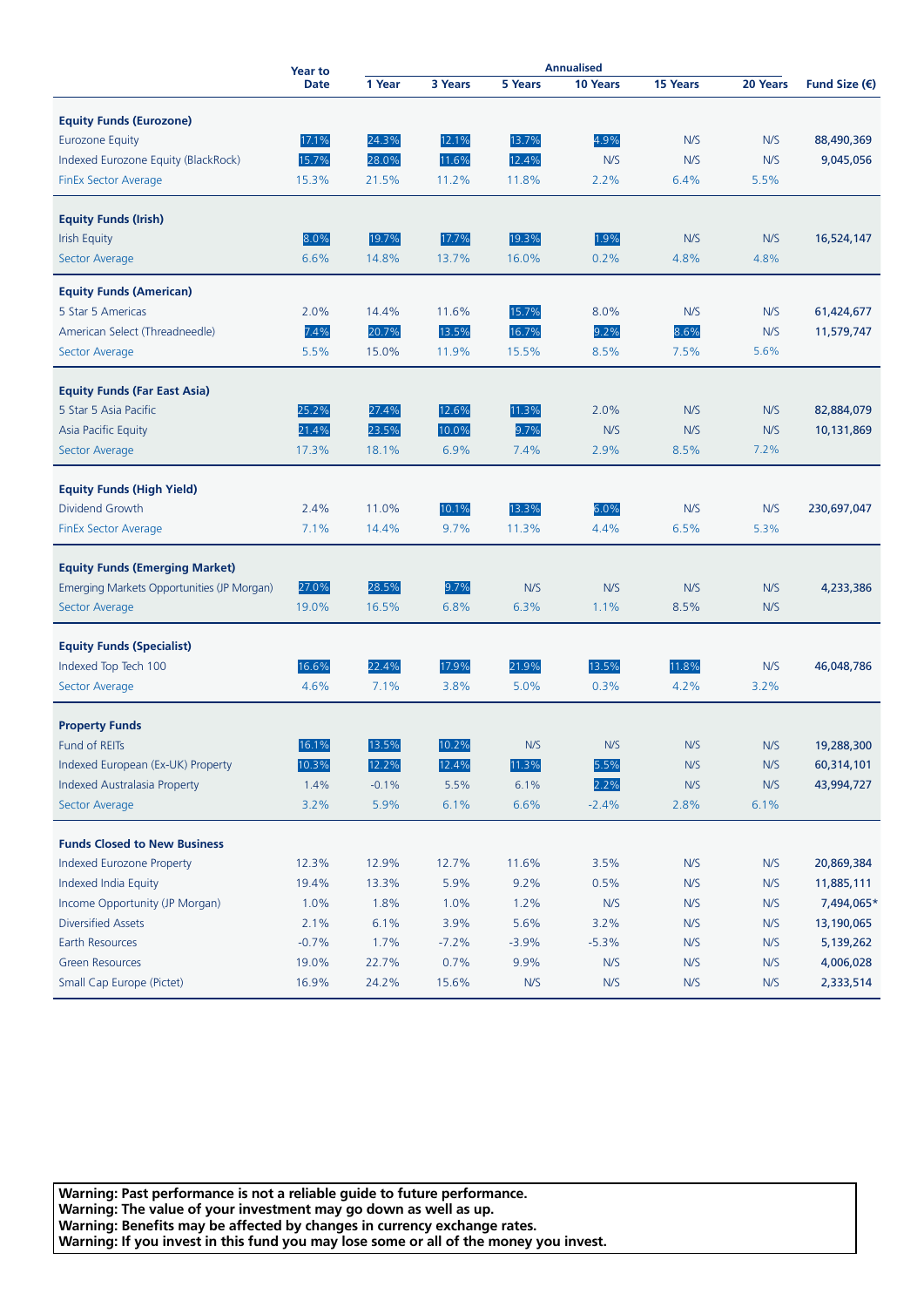| | Year to Date | Annualised | | | | | | Fund Size (€) |
|---|---|---|---|---|---|---|---|---|
| | | 1 Year | 3 Years | 5 Years | 10 Years | 15 Years | 20 Years | |
| **Equity Funds (Eurozone)** | | | | | | | | |
| Eurozone Equity | 17.1% | 24.3% | 12.1% | 13.7% | 4.9% | N/S | N/S | 88,490,369 |
| Indexed Eurozone Equity (BlackRock) | 15.7% | 28.0% | 11.6% | 12.4% | N/S | N/S | N/S | 9,045,056 |
| FinEx Sector Average | 15.3% | 21.5% | 11.2% | 11.8% | 2.2% | 6.4% | 5.5% | |
| **Equity Funds (Irish)** | | | | | | | | |
| Irish Equity | 8.0% | 19.7% | 17.7% | 19.3% | 1.9% | N/S | N/S | 16,524,147 |
| Sector Average | 6.6% | 14.8% | 13.7% | 16.0% | 0.2% | 4.8% | 4.8% | |
| **Equity Funds (American)** | | | | | | | | |
| 5 Star 5 Americas | 2.0% | 14.4% | 11.6% | 15.7% | 8.0% | N/S | N/S | 61,424,677 |
| American Select (Threadneedle) | 7.4% | 20.7% | 13.5% | 16.7% | 9.2% | 8.6% | N/S | 11,579,747 |
| Sector Average | 5.5% | 15.0% | 11.9% | 15.5% | 8.5% | 7.5% | 5.6% | |
| **Equity Funds (Far East Asia)** | | | | | | | | |
| 5 Star 5 Asia Pacific | 25.2% | 27.4% | 12.6% | 11.3% | 2.0% | N/S | N/S | 82,884,079 |
| Asia Pacific Equity | 21.4% | 23.5% | 10.0% | 9.7% | N/S | N/S | N/S | 10,131,869 |
| Sector Average | 17.3% | 18.1% | 6.9% | 7.4% | 2.9% | 8.5% | 7.2% | |
| **Equity Funds (High Yield)** | | | | | | | | |
| Dividend Growth | 2.4% | 11.0% | 10.1% | 13.3% | 6.0% | N/S | N/S | 230,697,047 |
| FinEx Sector Average | 7.1% | 14.4% | 9.7% | 11.3% | 4.4% | 6.5% | 5.3% | |
| **Equity Funds (Emerging Market)** | | | | | | | | |
| Emerging Markets Opportunities (JP Morgan) | 27.0% | 28.5% | 9.7% | N/S | N/S | N/S | N/S | 4,233,386 |
| Sector Average | 19.0% | 16.5% | 6.8% | 6.3% | 1.1% | 8.5% | N/S | |
| **Equity Funds (Specialist)** | | | | | | | | |
| Indexed Top Tech 100 | 16.6% | 22.4% | 17.9% | 21.9% | 13.5% | 11.8% | N/S | 46,048,786 |
| Sector Average | 4.6% | 7.1% | 3.8% | 5.0% | 0.3% | 4.2% | 3.2% | |
| **Property Funds** | | | | | | | | |
| Fund of REITs | 16.1% | 13.5% | 10.2% | N/S | N/S | N/S | N/S | 19,288,300 |
| Indexed European (Ex-UK) Property | 10.3% | 12.2% | 12.4% | 11.3% | 5.5% | N/S | N/S | 60,314,101 |
| Indexed Australasia Property | 1.4% | -0.1% | 5.5% | 6.1% | 2.2% | N/S | N/S | 43,994,727 |
| Sector Average | 3.2% | 5.9% | 6.1% | 6.6% | -2.4% | 2.8% | 6.1% | |
| **Funds Closed to New Business** | | | | | | | | |
| Indexed Eurozone Property | 12.3% | 12.9% | 12.7% | 11.6% | 3.5% | N/S | N/S | 20,869,384 |
| Indexed India Equity | 19.4% | 13.3% | 5.9% | 9.2% | 0.5% | N/S | N/S | 11,885,111 |
| Income Opportunity (JP Morgan) | 1.0% | 1.8% | 1.0% | 1.2% | N/S | N/S | N/S | 7,494,065* |
| Diversified Assets | 2.1% | 6.1% | 3.9% | 5.6% | 3.2% | N/S | N/S | 13,190,065 |
| Earth Resources | -0.7% | 1.7% | -7.2% | -3.9% | -5.3% | N/S | N/S | 5,139,262 |
| Green Resources | 19.0% | 22.7% | 0.7% | 9.9% | N/S | N/S | N/S | 4,006,028 |
| Small Cap Europe (Pictet) | 16.9% | 24.2% | 15.6% | N/S | N/S | N/S | N/S | 2,333,514 |

**Warning: Past performance is not a reliable guide to future performance.**
**Warning: The value of your investment may go down as well as up.**
**Warning: Benefits may be affected by changes in currency exchange rates.**
**Warning: If you invest in this fund you may lose some or all of the money you invest.**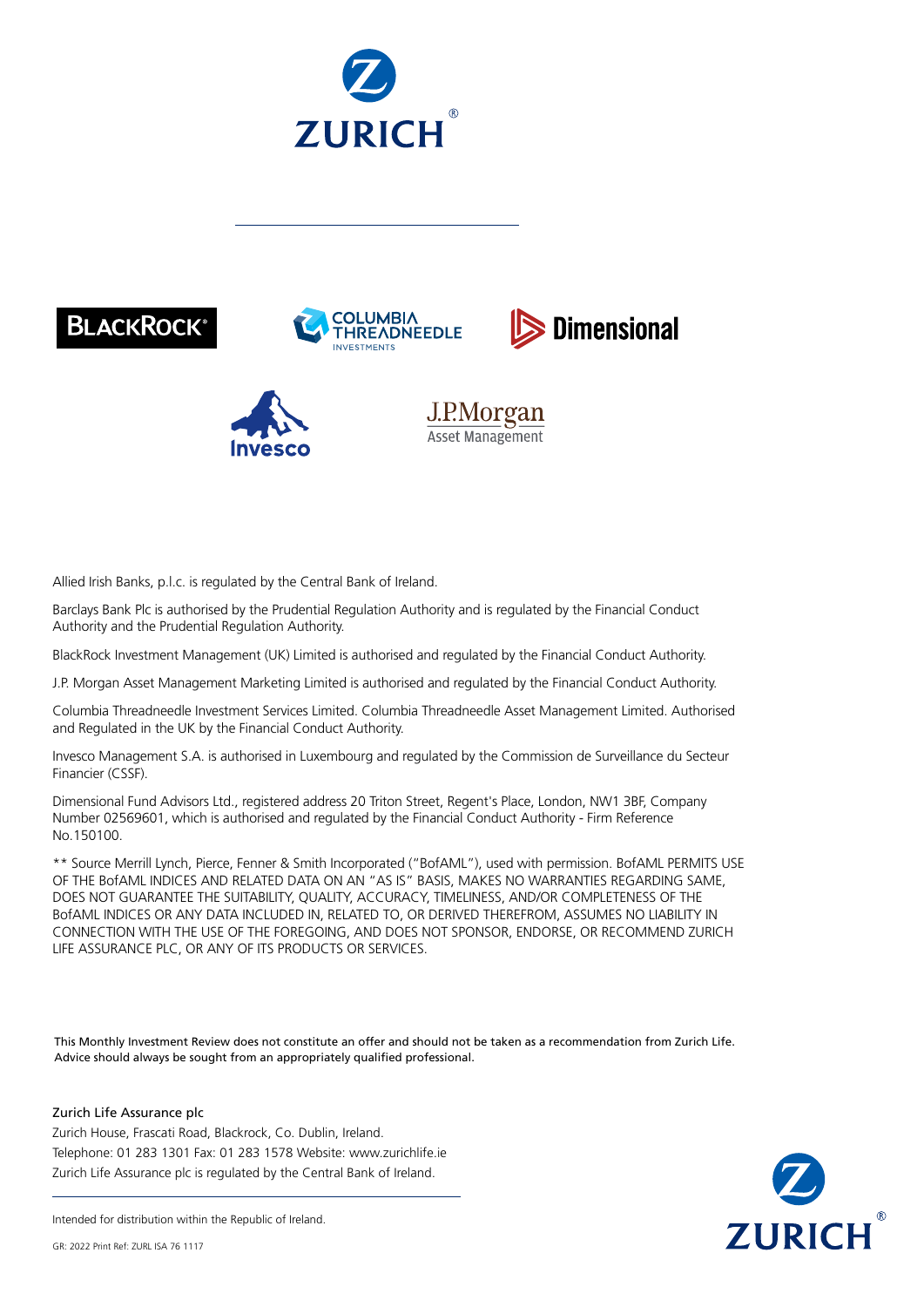Allied Irish Banks, p.l.c. is regulated by the Central Bank of Ireland.

Barclays Bank Plc is authorised by the Prudential Regulation Authority and is regulated by the Financial Conduct Authority and the Prudential Regulation Authority.

BlackRock Investment Management (UK) Limited is authorised and regulated by the Financial Conduct Authority.

J.P. Morgan Asset Management Marketing Limited is authorised and regulated by the Financial Conduct Authority.

Columbia Threadneedle Investment Services Limited. Columbia Threadneedle Asset Management Limited. Authorised and Regulated in the UK by the Financial Conduct Authority.

Invesco Management S.A. is authorised in Luxembourg and regulated by the Commission de Surveillance du Secteur Financier (CSSF).

Dimensional Fund Advisors Ltd., registered address 20 Triton Street, Regent's Place, London, NW1 3BF, Company Number 02569601, which is authorised and regulated by the Financial Conduct Authority - Firm Reference No.150100.

** Source Merrill Lynch, Pierce, Fenner & Smith Incorporated ("BofAML"), used with permission. BofAML PERMITS USE OF THE BofAML INDICES AND RELATED DATA ON AN "AS IS" BASIS, MAKES NO WARRANTIES REGARDING SAME, DOES NOT GUARANTEE THE SUITABILITY, QUALITY, ACCURACY, TIMELINESS, AND/OR COMPLETENESS OF THE BofAML INDICES OR ANY DATA INCLUDED IN, RELATED TO, OR DERIVED THEREFROM, ASSUMES NO LIABILITY IN CONNECTION WITH THE USE OF THE FOREGOING, AND DOES NOT SPONSOR, ENDORSE, OR RECOMMEND ZURICH LIFE ASSURANCE PLC, OR ANY OF ITS PRODUCTS OR SERVICES.

This Monthly Investment Review does not constitute an offer and should not be taken as a recommendation from Zurich Life. Advice should always be sought from an appropriately qualified professional.

Zurich Life Assurance plc
Zurich House, Frascati Road, Blackrock, Co. Dublin, Ireland.
Telephone: 01 283 1301 Fax: 01 283 1578 Website: www.zurichlife.ie
Zurich Life Assurance plc is regulated by the Central Bank of Ireland.

Intended for distribution within the Republic of Ireland.

GR: 2022 Print Ref: ZURL ISA 76 1117